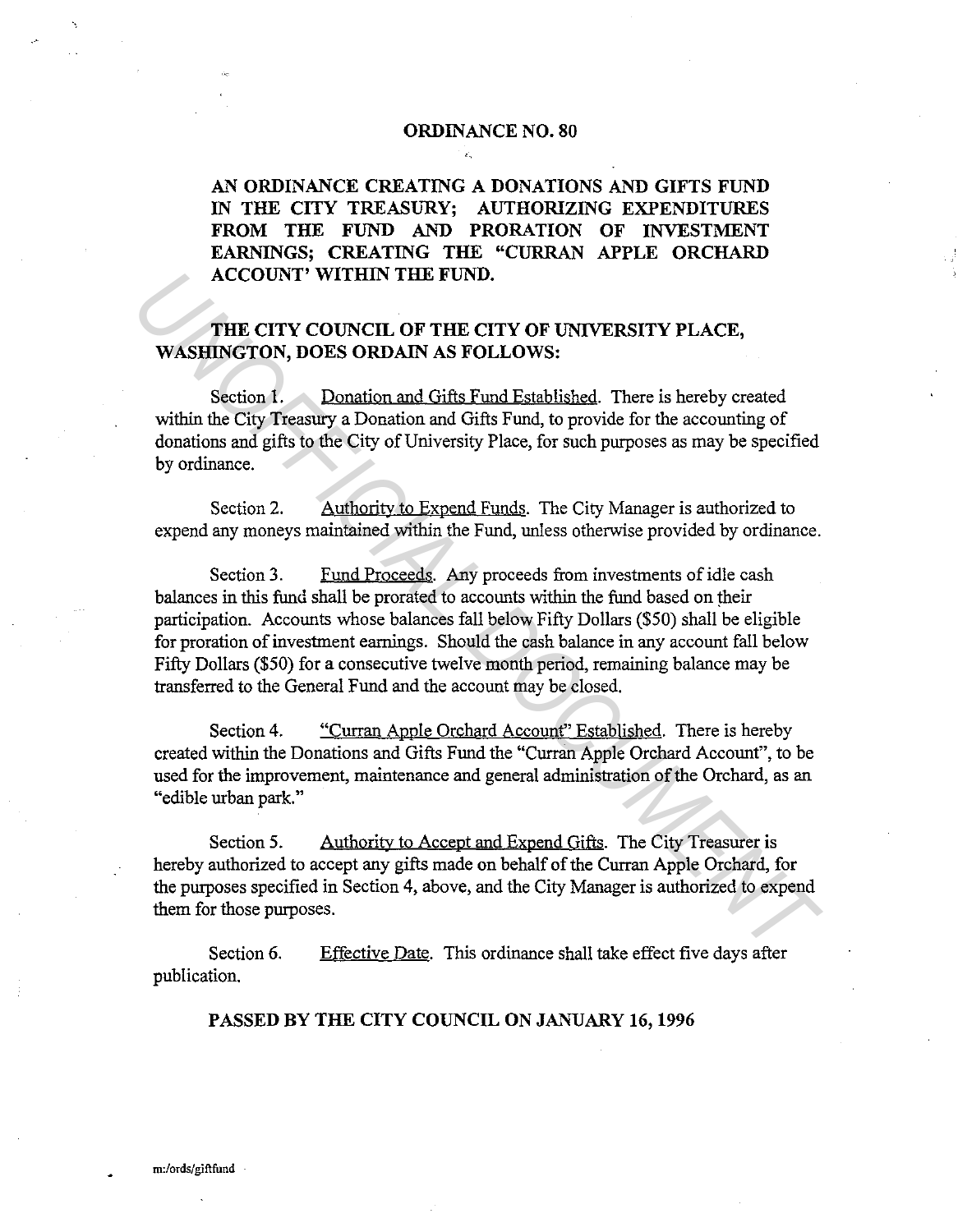# ORDINANCE NO. 80

**AN ORDINANCE CREATING A DONATIONS AND GIFTS FUND IN THE CITY TREASURY; AUTHORIZING EXPENDITURES FROM THE FUND AND PRORATION OF INVESTMENT EARNINGS; CREATING THE "CURRAN APPLE ORCHARD ACCOUNT' WITHIN THE FUND.**

**THE CITY COUNCIL OF THE CITY OF UNIVERSITY PLACE, WASHINGTON, DOES ORDAIN AS FOLLOWS:**

Section 1. Donation and Gifts Fund Established. There is hereby created within the City Treasury a Donation and Gifts Fund, to provide for the accounting of donations and gifts to the City of University Place, for such purposes as may be specified by ordinance.

Section 2. Authority to Expend Funds. The City Manager is authorized to expend any moneys maintained within the Fund, unless otherwise provided by ordinance.

Section 3. Fund Proceeds. Any proceeds from investments of idle cash balances in this fund shall be prorated to accounts within the fund based on their participation. Accounts whose balances fall below Fifty Dollars ($50) shall be eligible for proration of investment earnings. Should the cash balance in any account fall below Fifty Dollars ($50) for a consecutive twelve month period, remaining balance may be transferred to the General Fund and the account may be closed.

Section 4. "Curran Apple Orchard Account" Established. There is hereby created within the Donations and Gifts Fund the "Curran Apple Orchard Account", to be used for the improvement, maintenance and general administration of the Orchard, as an "edible urban park."

Section 5. Authority to Accept and Expend Gifts. The City Treasurer is hereby authorized to accept any gifts made on behalf of the Curran Apple Orchard, for the purposes specified in Section 4, above, and the City Manager is authorized to expend them for those purposes.

Section 6. Effective Date. This ordinance shall take effect five days after publication.

**PASSED BY THE CITY COUNCIL ON JANUARY 16, 1996**

m:/ords/giftfund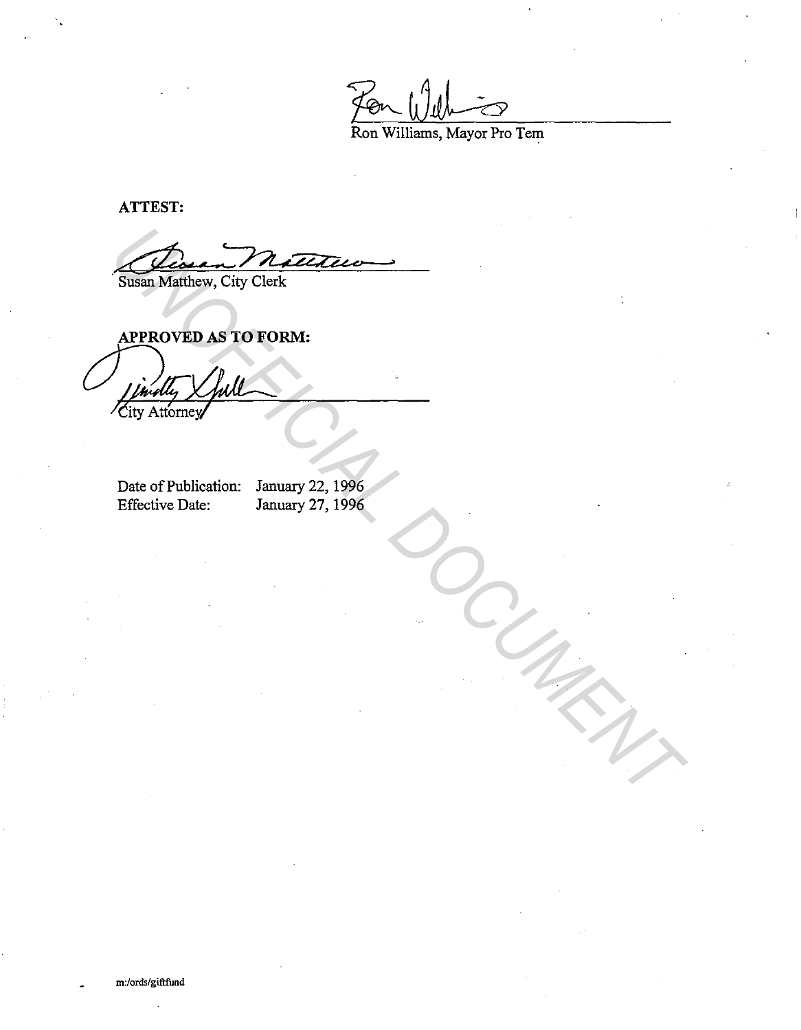Ron Williams, Mayor Pro Tem

**ATTEST:**

Susan Matthew, City Clerk

**APPROVED AS TO FORM:**

City Attorney

Date of Publication: January 22, 1996
Effective Date: January 27, 1996

UNOFFICIAL DOCUMENT

m:/ords/giftfund